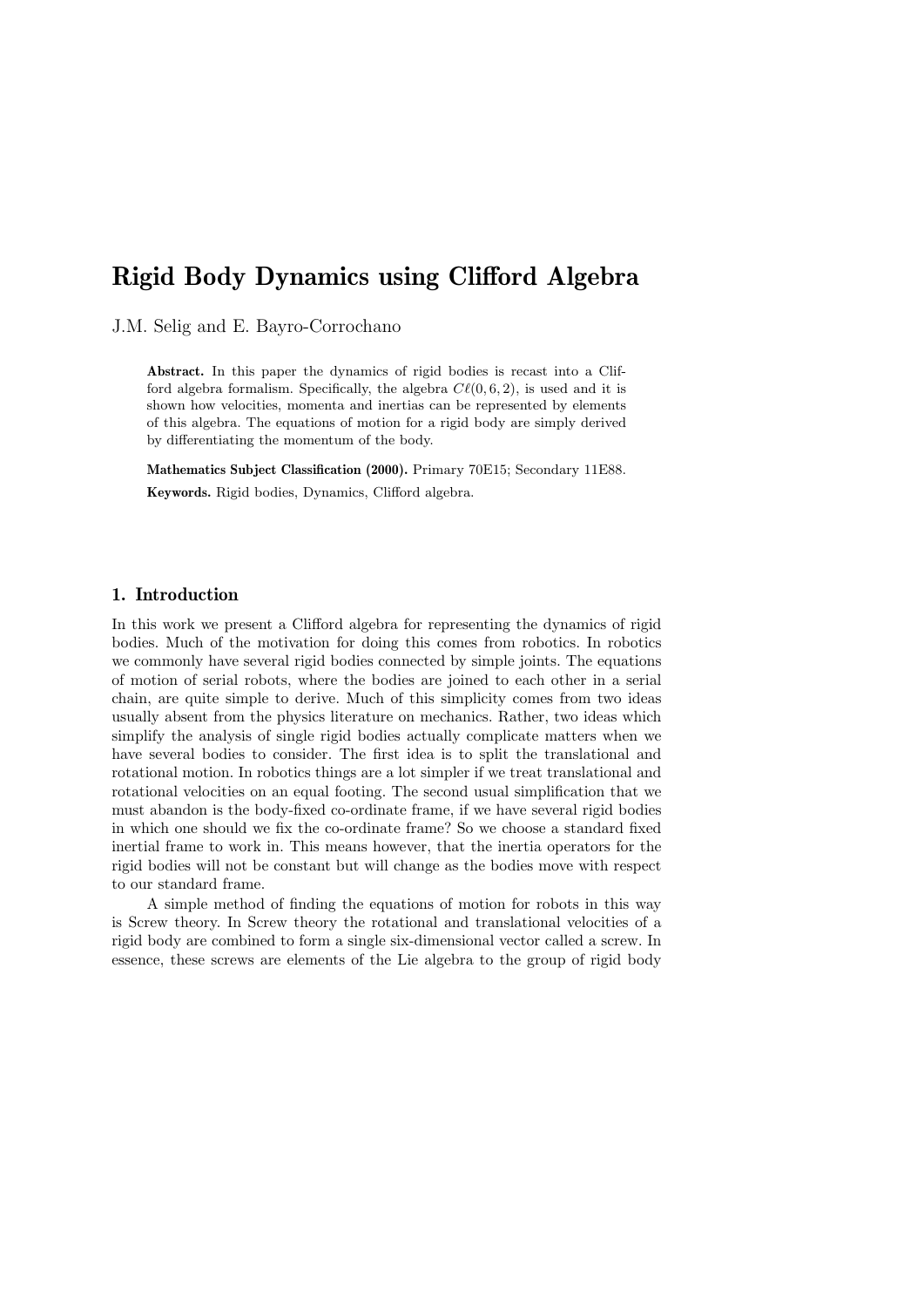# Rigid Body Dynamics using Clifford Algebra

J.M. Selig and E. Bayro-Corrochano

**Abstract.** In this paper the dynamics of rigid bodies is recast into a Clifford algebra formalism. Specifically, the algebra $C\ell(0, 6, 2)$, is used and it is shown how velocities, momenta and inertias can be represented by elements of this algebra. The equations of motion for a rigid body are simply derived by differentiating the momentum of the body.

**Mathematics Subject Classification (2000).** Primary 70E15; Secondary 11E88.

**Keywords.** Rigid bodies, Dynamics, Clifford algebra.

## 1. Introduction

In this work we present a Clifford algebra for representing the dynamics of rigid bodies. Much of the motivation for doing this comes from robotics. In robotics we commonly have several rigid bodies connected by simple joints. The equations of motion of serial robots, where the bodies are joined to each other in a serial chain, are quite simple to derive. Much of this simplicity comes from two ideas usually absent from the physics literature on mechanics. Rather, two ideas which simplify the analysis of single rigid bodies actually complicate matters when we have several bodies to consider. The first idea is to split the translational and rotational motion. In robotics things are a lot simpler if we treat translational and rotational velocities on an equal footing. The second usual simplification that we must abandon is the body-fixed co-ordinate frame, if we have several rigid bodies in which one should we fix the co-ordinate frame? So we choose a standard fixed inertial frame to work in. This means however, that the inertia operators for the rigid bodies will not be constant but will change as the bodies move with respect to our standard frame.

A simple method of finding the equations of motion for robots in this way is Screw theory. In Screw theory the rotational and translational velocities of a rigid body are combined to form a single six-dimensional vector called a screw. In essence, these screws are elements of the Lie algebra to the group of rigid body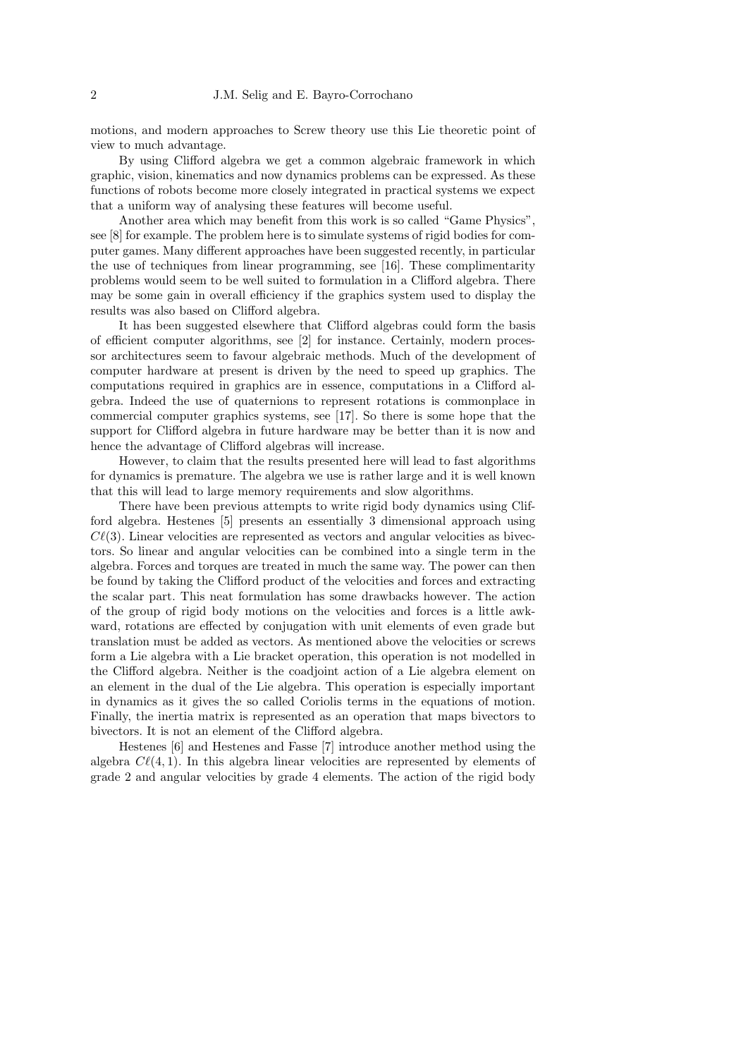motions, and modern approaches to Screw theory use this Lie theoretic point of view to much advantage.

By using Clifford algebra we get a common algebraic framework in which graphic, vision, kinematics and now dynamics problems can be expressed. As these functions of robots become more closely integrated in practical systems we expect that a uniform way of analysing these features will become useful.

Another area which may benefit from this work is so called "Game Physics", see [8] for example. The problem here is to simulate systems of rigid bodies for computer games. Many different approaches have been suggested recently, in particular the use of techniques from linear programming, see [16]. These complimentarity problems would seem to be well suited to formulation in a Clifford algebra. There may be some gain in overall efficiency if the graphics system used to display the results was also based on Clifford algebra.

It has been suggested elsewhere that Clifford algebras could form the basis of efficient computer algorithms, see [2] for instance. Certainly, modern processor architectures seem to favour algebraic methods. Much of the development of computer hardware at present is driven by the need to speed up graphics. The computations required in graphics are in essence, computations in a Clifford algebra. Indeed the use of quaternions to represent rotations is commonplace in commercial computer graphics systems, see [17]. So there is some hope that the support for Clifford algebra in future hardware may be better than it is now and hence the advantage of Clifford algebras will increase.

However, to claim that the results presented here will lead to fast algorithms for dynamics is premature. The algebra we use is rather large and it is well known that this will lead to large memory requirements and slow algorithms.

There have been previous attempts to write rigid body dynamics using Clifford algebra. Hestenes [5] presents an essentially 3 dimensional approach using $C\ell(3)$. Linear velocities are represented as vectors and angular velocities as bivectors. So linear and angular velocities can be combined into a single term in the algebra. Forces and torques are treated in much the same way. The power can then be found by taking the Clifford product of the velocities and forces and extracting the scalar part. This neat formulation has some drawbacks however. The action of the group of rigid body motions on the velocities and forces is a little awkward, rotations are effected by conjugation with unit elements of even grade but translation must be added as vectors. As mentioned above the velocities or screws form a Lie algebra with a Lie bracket operation, this operation is not modelled in the Clifford algebra. Neither is the coadjoint action of a Lie algebra element on an element in the dual of the Lie algebra. This operation is especially important in dynamics as it gives the so called Coriolis terms in the equations of motion. Finally, the inertia matrix is represented as an operation that maps bivectors to bivectors. It is not an element of the Clifford algebra.

Hestenes [6] and Hestenes and Fasse [7] introduce another method using the algebra $C\ell(4, 1)$. In this algebra linear velocities are represented by elements of grade 2 and angular velocities by grade 4 elements. The action of the rigid body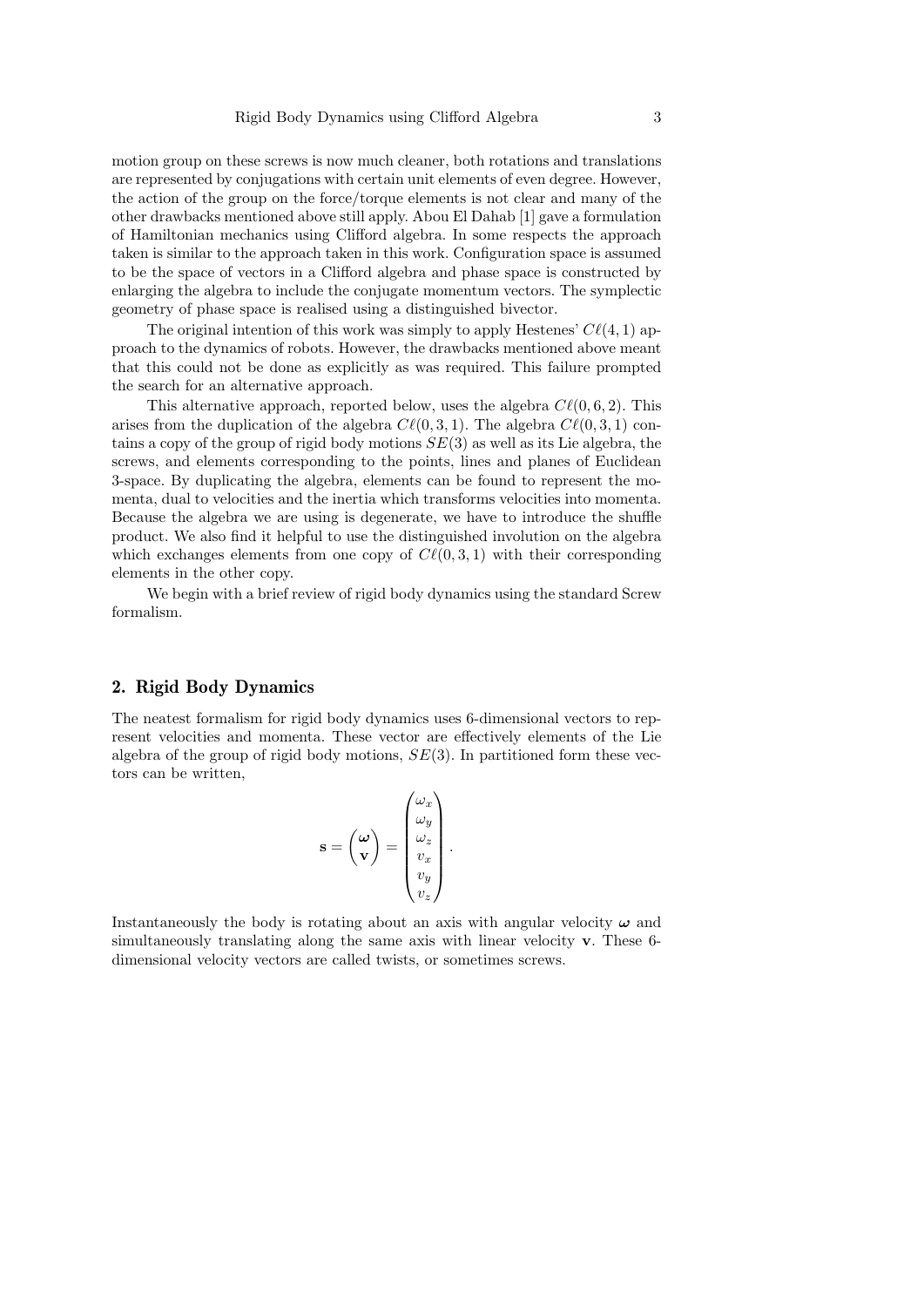motion group on these screws is now much cleaner, both rotations and translations are represented by conjugations with certain unit elements of even degree. However, the action of the group on the force/torque elements is not clear and many of the other drawbacks mentioned above still apply. Abou El Dahab [1] gave a formulation of Hamiltonian mechanics using Clifford algebra. In some respects the approach taken is similar to the approach taken in this work. Configuration space is assumed to be the space of vectors in a Clifford algebra and phase space is constructed by enlarging the algebra to include the conjugate momentum vectors. The symplectic geometry of phase space is realised using a distinguished bivector.

The original intention of this work was simply to apply Hestenes' $C\ell(4,1)$ approach to the dynamics of robots. However, the drawbacks mentioned above meant that this could not be done as explicitly as was required. This failure prompted the search for an alternative approach.

This alternative approach, reported below, uses the algebra $C\ell(0,6,2)$. This arises from the duplication of the algebra $C\ell(0,3,1)$. The algebra $C\ell(0,3,1)$ contains a copy of the group of rigid body motions $SE(3)$ as well as its Lie algebra, the screws, and elements corresponding to the points, lines and planes of Euclidean 3-space. By duplicating the algebra, elements can be found to represent the momenta, dual to velocities and the inertia which transforms velocities into momenta. Because the algebra we are using is degenerate, we have to introduce the shuffle product. We also find it helpful to use the distinguished involution on the algebra which exchanges elements from one copy of $C\ell(0,3,1)$ with their corresponding elements in the other copy.

We begin with a brief review of rigid body dynamics using the standard Screw formalism.

## 2. Rigid Body Dynamics

The neatest formalism for rigid body dynamics uses 6-dimensional vectors to represent velocities and momenta. These vector are effectively elements of the Lie algebra of the group of rigid body motions, $SE(3)$. In partitioned form these vectors can be written,

$$\mathbf{s} = \begin{pmatrix} \boldsymbol{\omega} \\ \mathbf{v} \end{pmatrix} = \begin{pmatrix} \omega_x \\ \omega_y \\ \omega_z \\ v_x \\ v_y \\ v_z \end{pmatrix}.$$

Instantaneously the body is rotating about an axis with angular velocity $\boldsymbol{\omega}$ and simultaneously translating along the same axis with linear velocity $\mathbf{v}$. These 6-dimensional velocity vectors are called twists, or sometimes screws.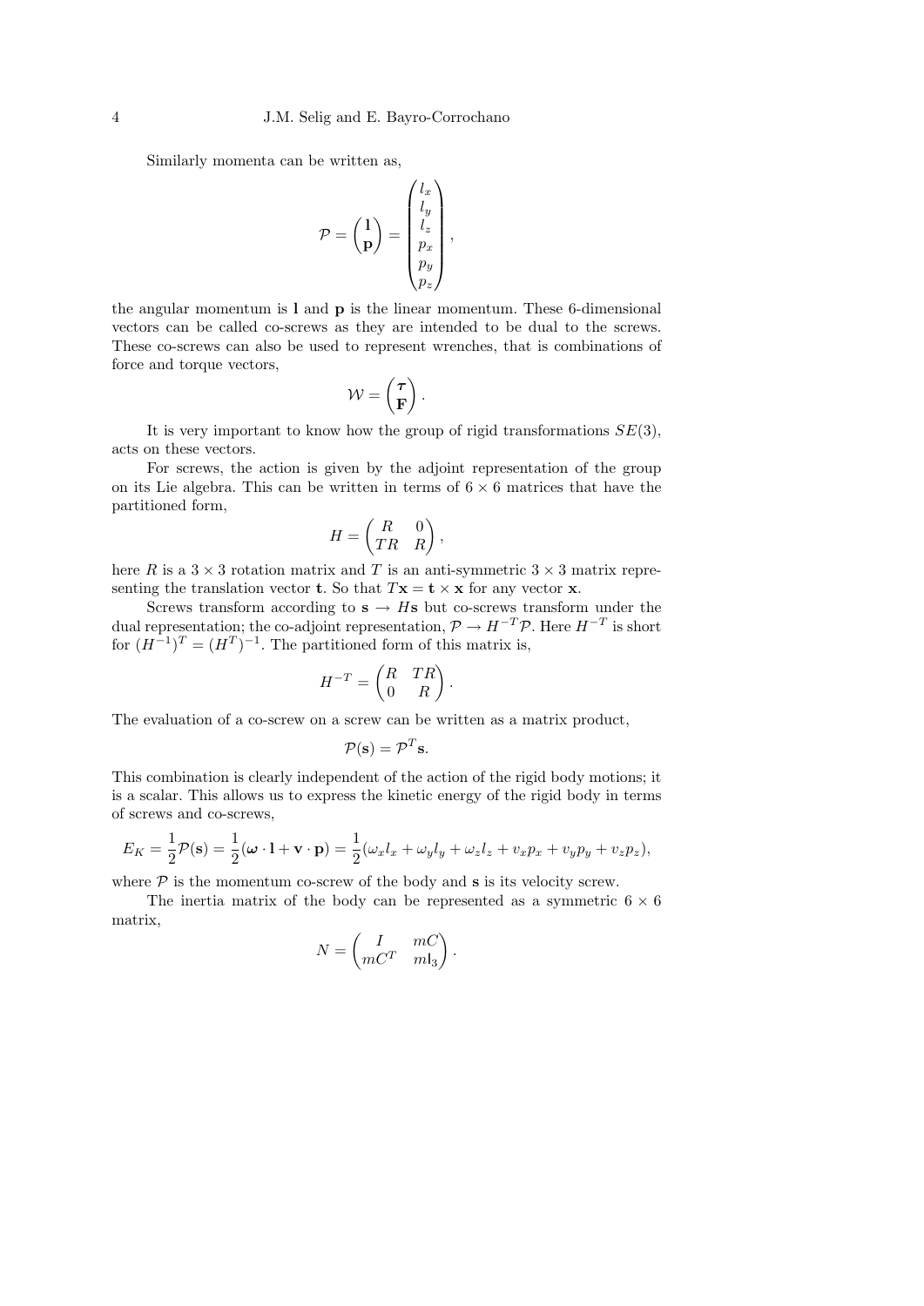Similarly momenta can be written as,

$$\mathcal{P} = \begin{pmatrix} \mathbf{l} \\ \mathbf{p} \end{pmatrix} = \begin{pmatrix} l_x \\ l_y \\ l_z \\ p_x \\ p_y \\ p_z \end{pmatrix},$$

the angular momentum is $\mathbf{l}$ and $\mathbf{p}$ is the linear momentum. These 6-dimensional vectors can be called co-screws as they are intended to be dual to the screws. These co-screws can also be used to represent wrenches, that is combinations of force and torque vectors,

$$\mathcal{W} = \begin{pmatrix} \boldsymbol{\tau} \\ \mathbf{F} \end{pmatrix}.$$

It is very important to know how the group of rigid transformations $SE(3)$, acts on these vectors.

For screws, the action is given by the adjoint representation of the group on its Lie algebra. This can be written in terms of $6 \times 6$ matrices that have the partitioned form,

$$H = \begin{pmatrix} R & 0 \\ TR & R \end{pmatrix},$$

here $R$ is a $3 \times 3$ rotation matrix and $T$ is an anti-symmetric $3 \times 3$ matrix representing the translation vector $\mathbf{t}$. So that $T\mathbf{x} = \mathbf{t} \times \mathbf{x}$ for any vector $\mathbf{x}$.

Screws transform according to $\mathbf{s} \to H\mathbf{s}$ but co-screws transform under the dual representation; the co-adjoint representation, $\mathcal{P} \to H^{-T}\mathcal{P}$. Here $H^{-T}$ is short for $(H^{-1})^T = (H^T)^{-1}$. The partitioned form of this matrix is,

$$H^{-T} = \begin{pmatrix} R & TR \\ 0 & R \end{pmatrix}.$$

The evaluation of a co-screw on a screw can be written as a matrix product,

$$\mathcal{P}(\mathbf{s}) = \mathcal{P}^T\mathbf{s}.$$

This combination is clearly independent of the action of the rigid body motions; it is a scalar. This allows us to express the kinetic energy of the rigid body in terms of screws and co-screws,

$$E_K = \frac{1}{2}\mathcal{P}(\mathbf{s}) = \frac{1}{2}(\boldsymbol{\omega} \cdot \mathbf{l} + \mathbf{v} \cdot \mathbf{p}) = \frac{1}{2}(\omega_x l_x + \omega_y l_y + \omega_z l_z + v_x p_x + v_y p_y + v_z p_z),$$

where $\mathcal{P}$ is the momentum co-screw of the body and $\mathbf{s}$ is its velocity screw.

The inertia matrix of the body can be represented as a symmetric $6 \times 6$ matrix,

$$N = \begin{pmatrix} I & mC \\ mC^T & m\mathsf{I}_3 \end{pmatrix}.$$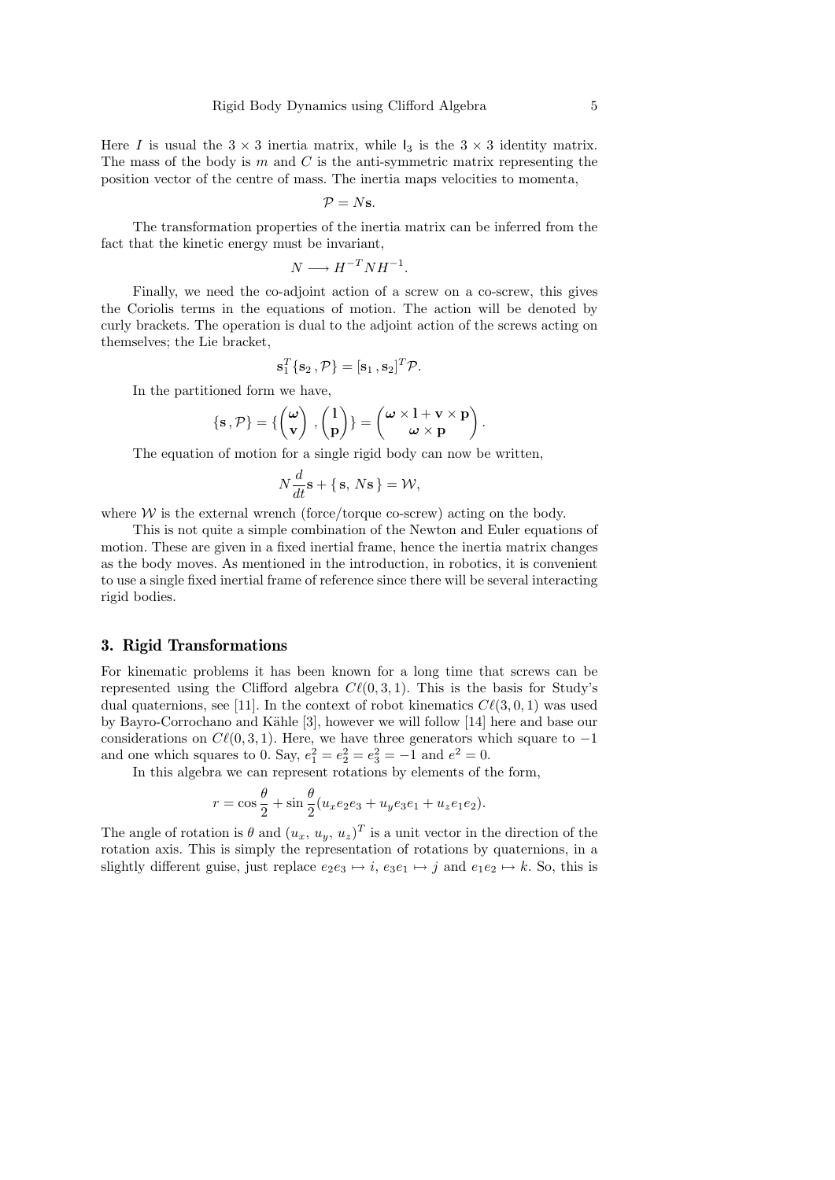Here $I$ is usual the $3 \times 3$ inertia matrix, while $\mathsf{I}_3$ is the $3 \times 3$ identity matrix. The mass of the body is $m$ and $C$ is the anti-symmetric matrix representing the position vector of the centre of mass. The inertia maps velocities to momenta,

$$\mathcal{P} = N\mathbf{s}.$$

The transformation properties of the inertia matrix can be inferred from the fact that the kinetic energy must be invariant,

$$N \longrightarrow H^{-T} N H^{-1}.$$

Finally, we need the co-adjoint action of a screw on a co-screw, this gives the Coriolis terms in the equations of motion. The action will be denoted by curly brackets. The operation is dual to the adjoint action of the screws acting on themselves; the Lie bracket,

$$\mathbf{s}_1^T \{\mathbf{s}_2\,, \mathcal{P}\} = [\mathbf{s}_1\,, \mathbf{s}_2]^T \mathcal{P}.$$

In the partitioned form we have,

$$\{\mathbf{s}\,, \mathcal{P}\} = \{\begin{pmatrix} \boldsymbol{\omega} \\ \mathbf{v} \end{pmatrix}\,, \begin{pmatrix} \mathbf{l} \\ \mathbf{p} \end{pmatrix}\} = \begin{pmatrix} \boldsymbol{\omega} \times \mathbf{l} + \mathbf{v} \times \mathbf{p} \\ \boldsymbol{\omega} \times \mathbf{p} \end{pmatrix}.$$

The equation of motion for a single rigid body can now be written,

$$N \frac{d}{dt}\mathbf{s} + \{\, \mathbf{s},\, N\mathbf{s}\, \} = \mathcal{W},$$

where $\mathcal{W}$ is the external wrench (force/torque co-screw) acting on the body.

This is not quite a simple combination of the Newton and Euler equations of motion. These are given in a fixed inertial frame, hence the inertia matrix changes as the body moves. As mentioned in the introduction, in robotics, it is convenient to use a single fixed inertial frame of reference since there will be several interacting rigid bodies.

## 3. Rigid Transformations

For kinematic problems it has been known for a long time that screws can be represented using the Clifford algebra $C\ell(0, 3, 1)$. This is the basis for Study's dual quaternions, see [11]. In the context of robot kinematics $C\ell(3, 0, 1)$ was used by Bayro-Corrochano and Kähle [3], however we will follow [14] here and base our considerations on $C\ell(0, 3, 1)$. Here, we have three generators which square to $-1$ and one which squares to 0. Say, $e_1^2 = e_2^2 = e_3^2 = -1$ and $e^2 = 0$.

In this algebra we can represent rotations by elements of the form,

$$r = \cos\frac{\theta}{2} + \sin\frac{\theta}{2}(u_x e_2 e_3 + u_y e_3 e_1 + u_z e_1 e_2).$$

The angle of rotation is $\theta$ and $(u_x,\, u_y,\, u_z)^T$ is a unit vector in the direction of the rotation axis. This is simply the representation of rotations by quaternions, in a slightly different guise, just replace $e_2 e_3 \mapsto i$, $e_3 e_1 \mapsto j$ and $e_1 e_2 \mapsto k$. So, this is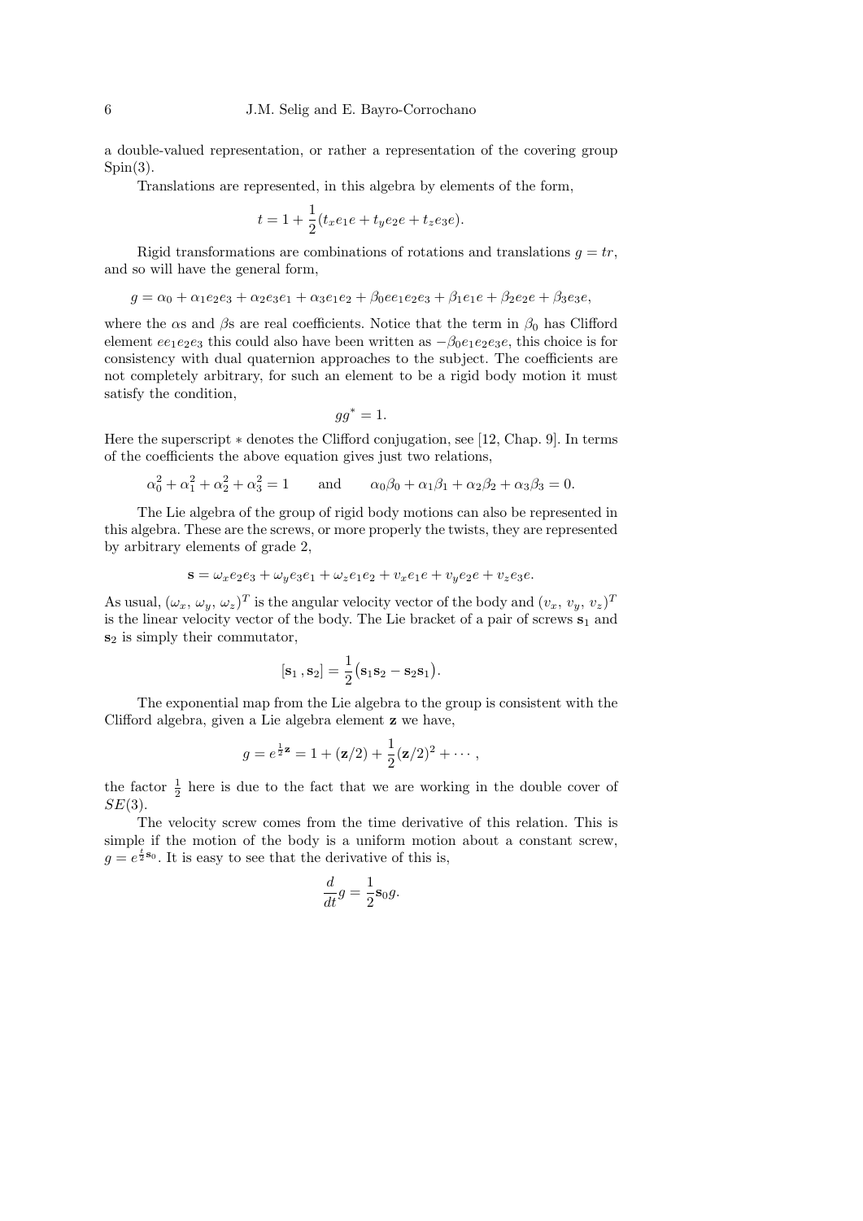a double-valued representation, or rather a representation of the covering group Spin(3).

Translations are represented, in this algebra by elements of the form,

$$t = 1 + \frac{1}{2}(t_x e_1 e + t_y e_2 e + t_z e_3 e).$$

Rigid transformations are combinations of rotations and translations $g = tr$, and so will have the general form,

$$g = \alpha_0 + \alpha_1 e_2 e_3 + \alpha_2 e_3 e_1 + \alpha_3 e_1 e_2 + \beta_0 e e_1 e_2 e_3 + \beta_1 e_1 e + \beta_2 e_2 e + \beta_3 e_3 e,$$

where the $\alpha$s and $\beta$s are real coefficients. Notice that the term in $\beta_0$ has Clifford element $ee_1e_2e_3$ this could also have been written as $-\beta_0 e_1 e_2 e_3 e$, this choice is for consistency with dual quaternion approaches to the subject. The coefficients are not completely arbitrary, for such an element to be a rigid body motion it must satisfy the condition,

$$gg^* = 1.$$

Here the superscript $*$ denotes the Clifford conjugation, see [12, Chap. 9]. In terms of the coefficients the above equation gives just two relations,

$$\alpha_0^2 + \alpha_1^2 + \alpha_2^2 + \alpha_3^2 = 1 \qquad \text{and} \qquad \alpha_0\beta_0 + \alpha_1\beta_1 + \alpha_2\beta_2 + \alpha_3\beta_3 = 0.$$

The Lie algebra of the group of rigid body motions can also be represented in this algebra. These are the screws, or more properly the twists, they are represented by arbitrary elements of grade 2,

$$\mathbf{s} = \omega_x e_2 e_3 + \omega_y e_3 e_1 + \omega_z e_1 e_2 + v_x e_1 e + v_y e_2 e + v_z e_3 e.$$

As usual, $(\omega_x,\, \omega_y,\, \omega_z)^T$ is the angular velocity vector of the body and $(v_x,\, v_y,\, v_z)^T$ is the linear velocity vector of the body. The Lie bracket of a pair of screws $\mathbf{s}_1$ and $\mathbf{s}_2$ is simply their commutator,

$$[\mathbf{s}_1\,, \mathbf{s}_2] = \frac{1}{2}\big(\mathbf{s}_1\mathbf{s}_2 - \mathbf{s}_2\mathbf{s}_1\big).$$

The exponential map from the Lie algebra to the group is consistent with the Clifford algebra, given a Lie algebra element $\mathbf{z}$ we have,

$$g = e^{\frac{1}{2}\mathbf{z}} = 1 + (\mathbf{z}/2) + \frac{1}{2}(\mathbf{z}/2)^2 + \cdots,$$

the factor $\frac{1}{2}$ here is due to the fact that we are working in the double cover of $SE(3)$.

The velocity screw comes from the time derivative of this relation. This is simple if the motion of the body is a uniform motion about a constant screw, $g = e^{\frac{t}{2}\mathbf{s}_0}$. It is easy to see that the derivative of this is,

$$\frac{d}{dt}g = \frac{1}{2}\mathbf{s}_0 g.$$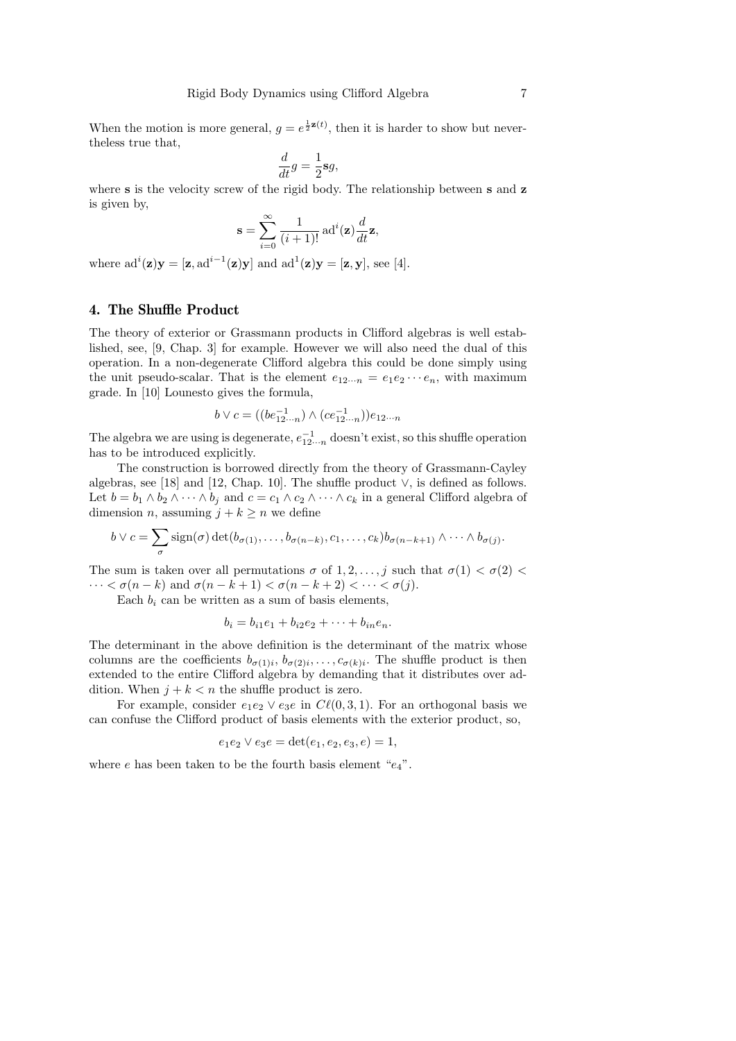When the motion is more general, $g = e^{\frac{1}{2}\mathbf{z}(t)}$, then it is harder to show but nevertheless true that,

$$\frac{d}{dt}g = \frac{1}{2}\mathbf{s}g,$$

where $\mathbf{s}$ is the velocity screw of the rigid body. The relationship between $\mathbf{s}$ and $\mathbf{z}$ is given by,

$$\mathbf{s} = \sum_{i=0}^{\infty} \frac{1}{(i+1)!}\,\mathrm{ad}^i(\mathbf{z})\frac{d}{dt}\mathbf{z},$$

where $\mathrm{ad}^i(\mathbf{z})\mathbf{y} = [\mathbf{z}, \mathrm{ad}^{i-1}(\mathbf{z})\mathbf{y}]$ and $\mathrm{ad}^1(\mathbf{z})\mathbf{y} = [\mathbf{z}, \mathbf{y}]$, see [4].

## 4. The Shuffle Product

The theory of exterior or Grassmann products in Clifford algebras is well established, see, [9, Chap. 3] for example. However we will also need the dual of this operation. In a non-degenerate Clifford algebra this could be done simply using the unit pseudo-scalar. That is the element $e_{12\cdots n} = e_1 e_2 \cdots e_n$, with maximum grade. In [10] Lounesto gives the formula,

$$b \vee c = ((b e_{12\cdots n}^{-1}) \wedge (c e_{12\cdots n}^{-1})) e_{12\cdots n}$$

The algebra we are using is degenerate, $e_{12\cdots n}^{-1}$ doesn't exist, so this shuffle operation has to be introduced explicitly.

The construction is borrowed directly from the theory of Grassmann-Cayley algebras, see [18] and [12, Chap. 10]. The shuffle product $\vee$, is defined as follows. Let $b = b_1 \wedge b_2 \wedge \cdots \wedge b_j$ and $c = c_1 \wedge c_2 \wedge \cdots \wedge c_k$ in a general Clifford algebra of dimension $n$, assuming $j + k \geq n$ we define

$$b \vee c = \sum_{\sigma} \mathrm{sign}(\sigma) \det(b_{\sigma(1)}, \ldots, b_{\sigma(n-k)}, c_1, \ldots, c_k) b_{\sigma(n-k+1)} \wedge \cdots \wedge b_{\sigma(j)}.$$

The sum is taken over all permutations $\sigma$ of $1, 2, \ldots, j$ such that $\sigma(1) < \sigma(2) < \cdots < \sigma(n-k)$ and $\sigma(n-k+1) < \sigma(n-k+2) < \cdots < \sigma(j)$.

Each $b_i$ can be written as a sum of basis elements,

$$b_i = b_{i1}e_1 + b_{i2}e_2 + \cdots + b_{in}e_n.$$

The determinant in the above definition is the determinant of the matrix whose columns are the coefficients $b_{\sigma(1)i}$, $b_{\sigma(2)i}, \ldots, c_{\sigma(k)i}$. The shuffle product is then extended to the entire Clifford algebra by demanding that it distributes over addition. When $j + k < n$ the shuffle product is zero.

For example, consider $e_1e_2 \vee e_3e$ in $C\ell(0,3,1)$. For an orthogonal basis we can confuse the Clifford product of basis elements with the exterior product, so,

$$e_1e_2 \vee e_3e = \det(e_1, e_2, e_3, e) = 1,$$

where $e$ has been taken to be the fourth basis element "$e_4$".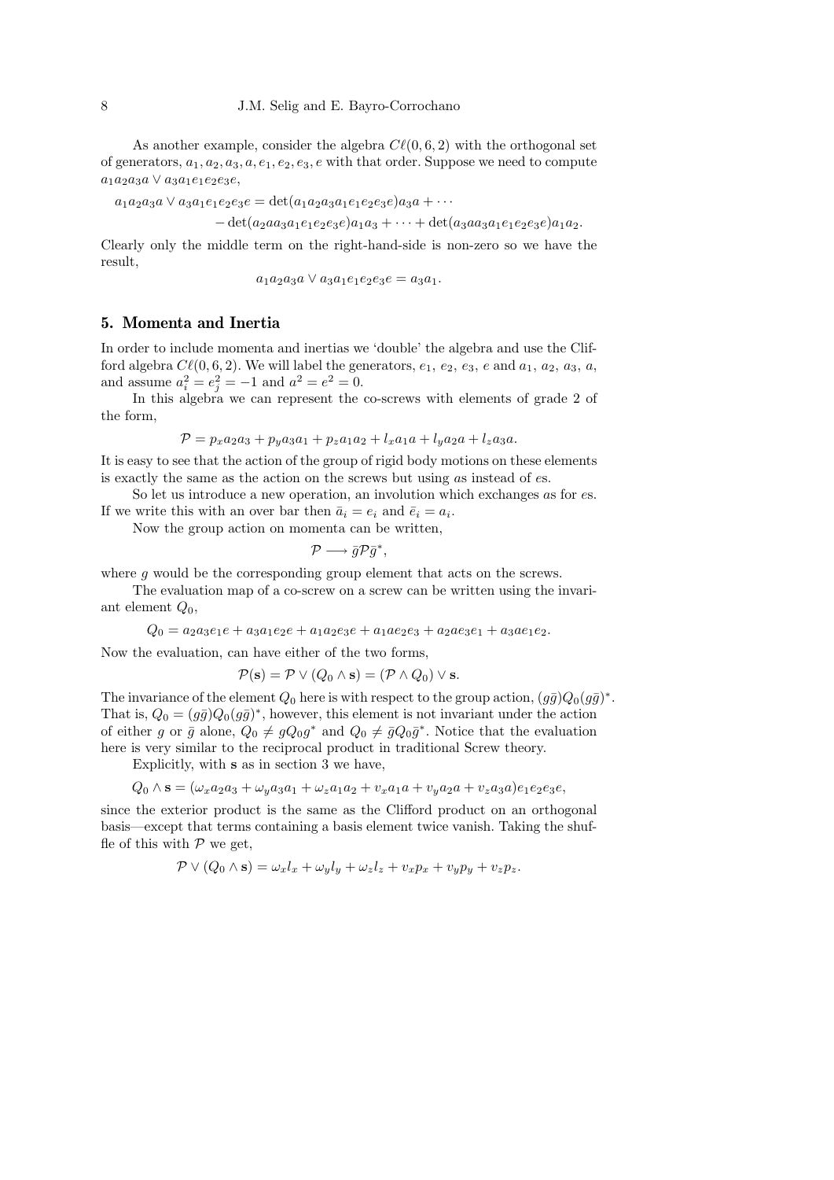As another example, consider the algebra $C\ell(0,6,2)$ with the orthogonal set of generators, $a_1, a_2, a_3, a, e_1, e_2, e_3, e$ with that order. Suppose we need to compute $a_1a_2a_3a \vee a_3a_1e_1e_2e_3e$,

$$
\begin{aligned}
a_1a_2a_3a \vee a_3a_1e_1e_2e_3e &= \det(a_1a_2a_3a_1e_1e_2e_3e)a_3a + \cdots \\
&\quad - \det(a_2aa_3a_1e_1e_2e_3e)a_1a_3 + \cdots + \det(a_3aa_3a_1e_1e_2e_3e)a_1a_2.
\end{aligned}
$$

Clearly only the middle term on the right-hand-side is non-zero so we have the result,

$$
a_1a_2a_3a \vee a_3a_1e_1e_2e_3e = a_3a_1.
$$

## 5. Momenta and Inertia

In order to include momenta and inertias we 'double' the algebra and use the Clifford algebra $C\ell(0,6,2)$. We will label the generators, $e_1$, $e_2$, $e_3$, $e$ and $a_1$, $a_2$, $a_3$, $a$, and assume $a_i^2 = e_j^2 = -1$ and $a^2 = e^2 = 0$.

In this algebra we can represent the co-screws with elements of grade 2 of the form,

$$
\mathcal{P} = p_x a_2a_3 + p_y a_3a_1 + p_z a_1a_2 + l_x a_1a + l_y a_2a + l_z a_3a.
$$

It is easy to see that the action of the group of rigid body motions on these elements is exactly the same as the action on the screws but using $a$s instead of $e$s.

So let us introduce a new operation, an involution which exchanges $a$s for $e$s. If we write this with an over bar then $\bar{a}_i = e_i$ and $\bar{e}_i = a_i$.

Now the group action on momenta can be written,

$$
\mathcal{P} \longrightarrow \bar{g}\mathcal{P}\bar{g}^*,
$$

where $g$ would be the corresponding group element that acts on the screws.

The evaluation map of a co-screw on a screw can be written using the invariant element $Q_0$,

$$
Q_0 = a_2a_3e_1e + a_3a_1e_2e + a_1a_2e_3e + a_1ae_2e_3 + a_2ae_3e_1 + a_3ae_1e_2.
$$

Now the evaluation, can have either of the two forms,

$$
\mathcal{P}(\mathbf{s}) = \mathcal{P} \vee (Q_0 \wedge \mathbf{s}) = (\mathcal{P} \wedge Q_0) \vee \mathbf{s}.
$$

The invariance of the element $Q_0$ here is with respect to the group action, $(g\bar{g})Q_0(g\bar{g})^*$. That is, $Q_0 = (g\bar{g})Q_0(g\bar{g})^*$, however, this element is not invariant under the action of either $g$ or $\bar{g}$ alone, $Q_0 \neq gQ_0g^*$ and $Q_0 \neq \bar{g}Q_0\bar{g}^*$. Notice that the evaluation here is very similar to the reciprocal product in traditional Screw theory.

Explicitly, with $\mathbf{s}$ as in section 3 we have,

$$
Q_0 \wedge \mathbf{s} = (\omega_x a_2a_3 + \omega_y a_3a_1 + \omega_z a_1a_2 + v_x a_1a + v_y a_2a + v_z a_3a)e_1e_2e_3e,
$$

since the exterior product is the same as the Clifford product on an orthogonal basis—except that terms containing a basis element twice vanish. Taking the shuffle of this with $\mathcal{P}$ we get,

$$
\mathcal{P} \vee (Q_0 \wedge \mathbf{s}) = \omega_x l_x + \omega_y l_y + \omega_z l_z + v_x p_x + v_y p_y + v_z p_z.
$$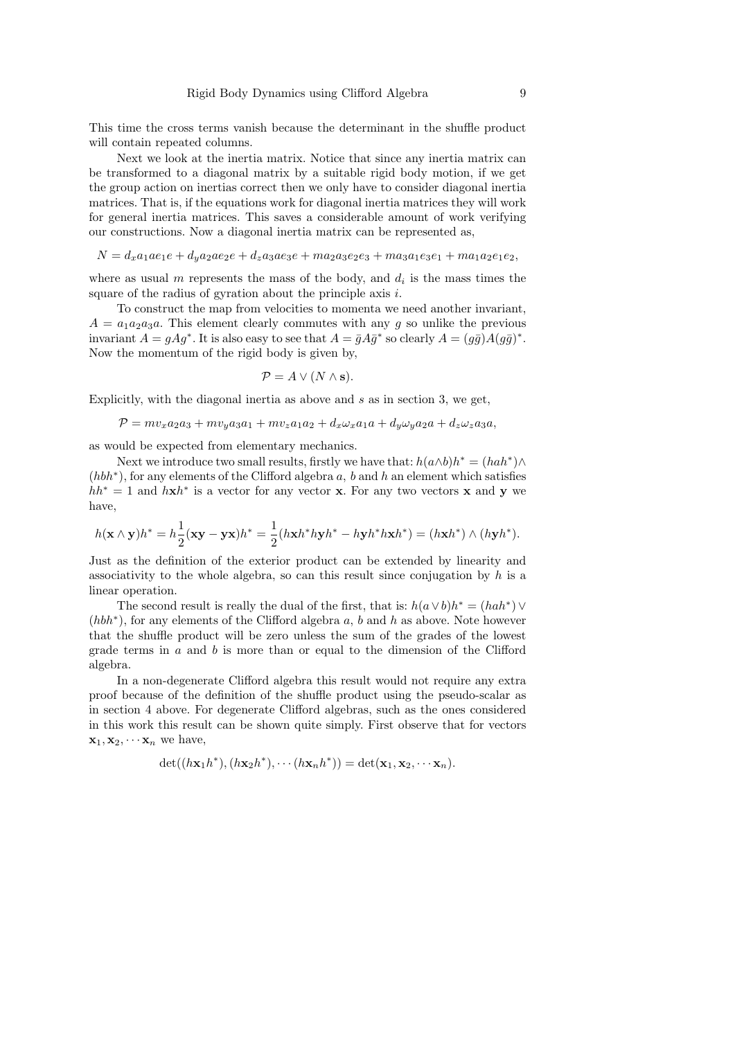This time the cross terms vanish because the determinant in the shuffle product will contain repeated columns.

Next we look at the inertia matrix. Notice that since any inertia matrix can be transformed to a diagonal matrix by a suitable rigid body motion, if we get the group action on inertias correct then we only have to consider diagonal inertia matrices. That is, if the equations work for diagonal inertia matrices they will work for general inertia matrices. This saves a considerable amount of work verifying our constructions. Now a diagonal inertia matrix can be represented as,

$$N = d_x a_1 a e_1 e + d_y a_2 a e_2 e + d_z a_3 a e_3 e + m a_2 a_3 e_2 e_3 + m a_3 a_1 e_3 e_1 + m a_1 a_2 e_1 e_2,$$

where as usual $m$ represents the mass of the body, and $d_i$ is the mass times the square of the radius of gyration about the principle axis $i$.

To construct the map from velocities to momenta we need another invariant, $A = a_1 a_2 a_3 a$. This element clearly commutes with any $g$ so unlike the previous invariant $A = gAg^*$. It is also easy to see that $A = \bar{g}A\bar{g}^*$ so clearly $A = (g\bar{g})A(g\bar{g})^*$. Now the momentum of the rigid body is given by,

$$\mathcal{P} = A \vee (N \wedge \mathbf{s}).$$

Explicitly, with the diagonal inertia as above and $s$ as in section 3, we get,

$$\mathcal{P} = m v_x a_2 a_3 + m v_y a_3 a_1 + m v_z a_1 a_2 + d_x \omega_x a_1 a + d_y \omega_y a_2 a + d_z \omega_z a_3 a,$$

as would be expected from elementary mechanics.

Next we introduce two small results, firstly we have that: $h(a \wedge b)h^* = (hah^*) \wedge (hbh^*)$, for any elements of the Clifford algebra $a$, $b$ and $h$ an element which satisfies $hh^* = 1$ and $h\mathbf{x}h^*$ is a vector for any vector $\mathbf{x}$. For any two vectors $\mathbf{x}$ and $\mathbf{y}$ we have,

$$h(\mathbf{x} \wedge \mathbf{y})h^* = h\frac{1}{2}(\mathbf{x}\mathbf{y} - \mathbf{y}\mathbf{x})h^* = \frac{1}{2}(h\mathbf{x}h^*h\mathbf{y}h^* - h\mathbf{y}h^*h\mathbf{x}h^*) = (h\mathbf{x}h^*) \wedge (h\mathbf{y}h^*).$$

Just as the definition of the exterior product can be extended by linearity and associativity to the whole algebra, so can this result since conjugation by $h$ is a linear operation.

The second result is really the dual of the first, that is: $h(a \vee b)h^* = (hah^*) \vee (hbh^*)$, for any elements of the Clifford algebra $a$, $b$ and $h$ as above. Note however that the shuffle product will be zero unless the sum of the grades of the lowest grade terms in $a$ and $b$ is more than or equal to the dimension of the Clifford algebra.

In a non-degenerate Clifford algebra this result would not require any extra proof because of the definition of the shuffle product using the pseudo-scalar as in section 4 above. For degenerate Clifford algebras, such as the ones considered in this work this result can be shown quite simply. First observe that for vectors $\mathbf{x}_1, \mathbf{x}_2, \cdots \mathbf{x}_n$ we have,

$$\det((h\mathbf{x}_1h^*), (h\mathbf{x}_2h^*), \cdots (h\mathbf{x}_nh^*)) = \det(\mathbf{x}_1, \mathbf{x}_2, \cdots \mathbf{x}_n).$$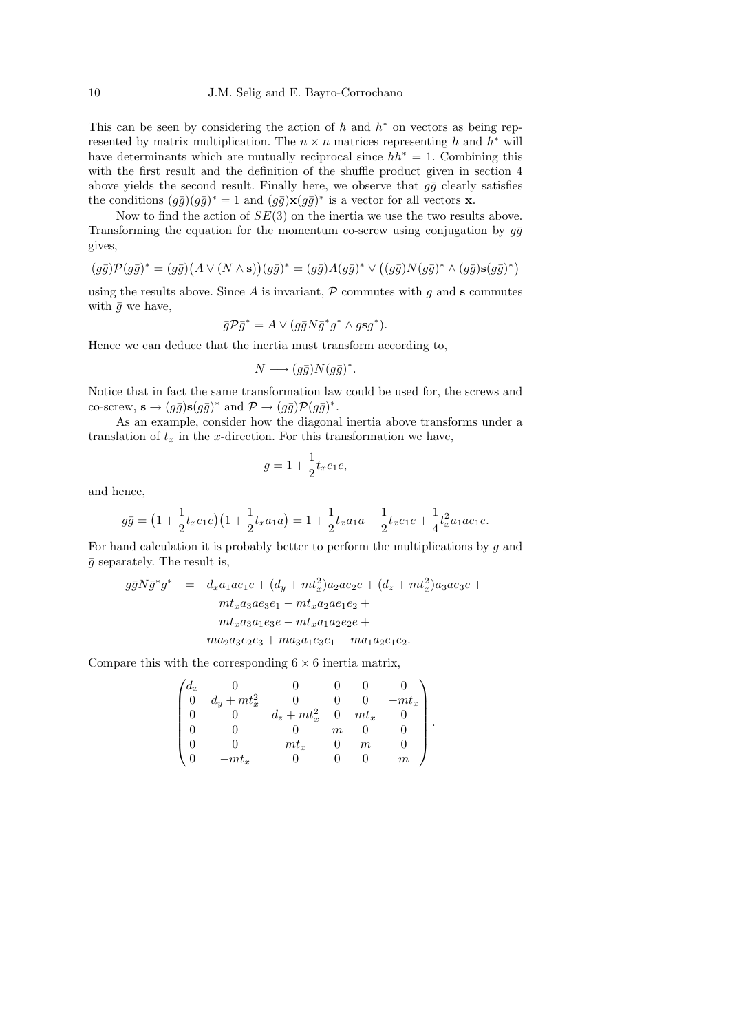This can be seen by considering the action of $h$ and $h^*$ on vectors as being represented by matrix multiplication. The $n \times n$ matrices representing $h$ and $h^*$ will have determinants which are mutually reciprocal since $hh^* = 1$. Combining this with the first result and the definition of the shuffle product given in section 4 above yields the second result. Finally here, we observe that $g\bar{g}$ clearly satisfies the conditions $(g\bar{g})(g\bar{g})^* = 1$ and $(g\bar{g})\mathbf{x}(g\bar{g})^*$ is a vector for all vectors $\mathbf{x}$.

Now to find the action of $SE(3)$ on the inertia we use the two results above. Transforming the equation for the momentum co-screw using conjugation by $g\bar{g}$ gives,

$$(g\bar{g})\mathcal{P}(g\bar{g})^* = (g\bar{g})\big(A \vee (N \wedge \mathbf{s})\big)(g\bar{g})^* = (g\bar{g})A(g\bar{g})^* \vee \big((g\bar{g})N(g\bar{g})^* \wedge (g\bar{g})\mathbf{s}(g\bar{g})^*\big)$$

using the results above. Since $A$ is invariant, $\mathcal{P}$ commutes with $g$ and $\mathbf{s}$ commutes with $\bar{g}$ we have,

$$\bar{g}\mathcal{P}\bar{g}^* = A \vee (g\bar{g}N\bar{g}^*g^* \wedge g\mathbf{s}g^*).$$

Hence we can deduce that the inertia must transform according to,

$$N \longrightarrow (g\bar{g})N(g\bar{g})^*.$$

Notice that in fact the same transformation law could be used for, the screws and co-screw, $\mathbf{s} \to (g\bar{g})\mathbf{s}(g\bar{g})^*$ and $\mathcal{P} \to (g\bar{g})\mathcal{P}(g\bar{g})^*$.

As an example, consider how the diagonal inertia above transforms under a translation of $t_x$ in the $x$-direction. For this transformation we have,

$$g = 1 + \frac{1}{2}t_x e_1 e,$$

and hence,

$$g\bar{g} = \big(1 + \frac{1}{2}t_x e_1 e\big)\big(1 + \frac{1}{2}t_x a_1 a\big) = 1 + \frac{1}{2}t_x a_1 a + \frac{1}{2}t_x e_1 e + \frac{1}{4}t_x^2 a_1 a e_1 e.$$

For hand calculation it is probably better to perform the multiplications by $g$ and $\bar{g}$ separately. The result is,

$$\begin{aligned}
g\bar{g}N\bar{g}^*g^* \;=\;& d_x a_1 a e_1 e + (d_y + mt_x^2)a_2 a e_2 e + (d_z + mt_x^2)a_3 a e_3 e + \\
& mt_x a_3 a e_3 e_1 - mt_x a_2 a e_1 e_2 + \\
& mt_x a_3 a_1 e_3 e - mt_x a_1 a_2 e_2 e + \\
& ma_2 a_3 e_2 e_3 + ma_3 a_1 e_3 e_1 + ma_1 a_2 e_1 e_2.
\end{aligned}$$

Compare this with the corresponding $6 \times 6$ inertia matrix,

$$\begin{pmatrix}
d_x & 0 & 0 & 0 & 0 & 0 \\
0 & d_y + mt_x^2 & 0 & 0 & 0 & -mt_x \\
0 & 0 & d_z + mt_x^2 & 0 & mt_x & 0 \\
0 & 0 & 0 & m & 0 & 0 \\
0 & 0 & mt_x & 0 & m & 0 \\
0 & -mt_x & 0 & 0 & 0 & m
\end{pmatrix}.$$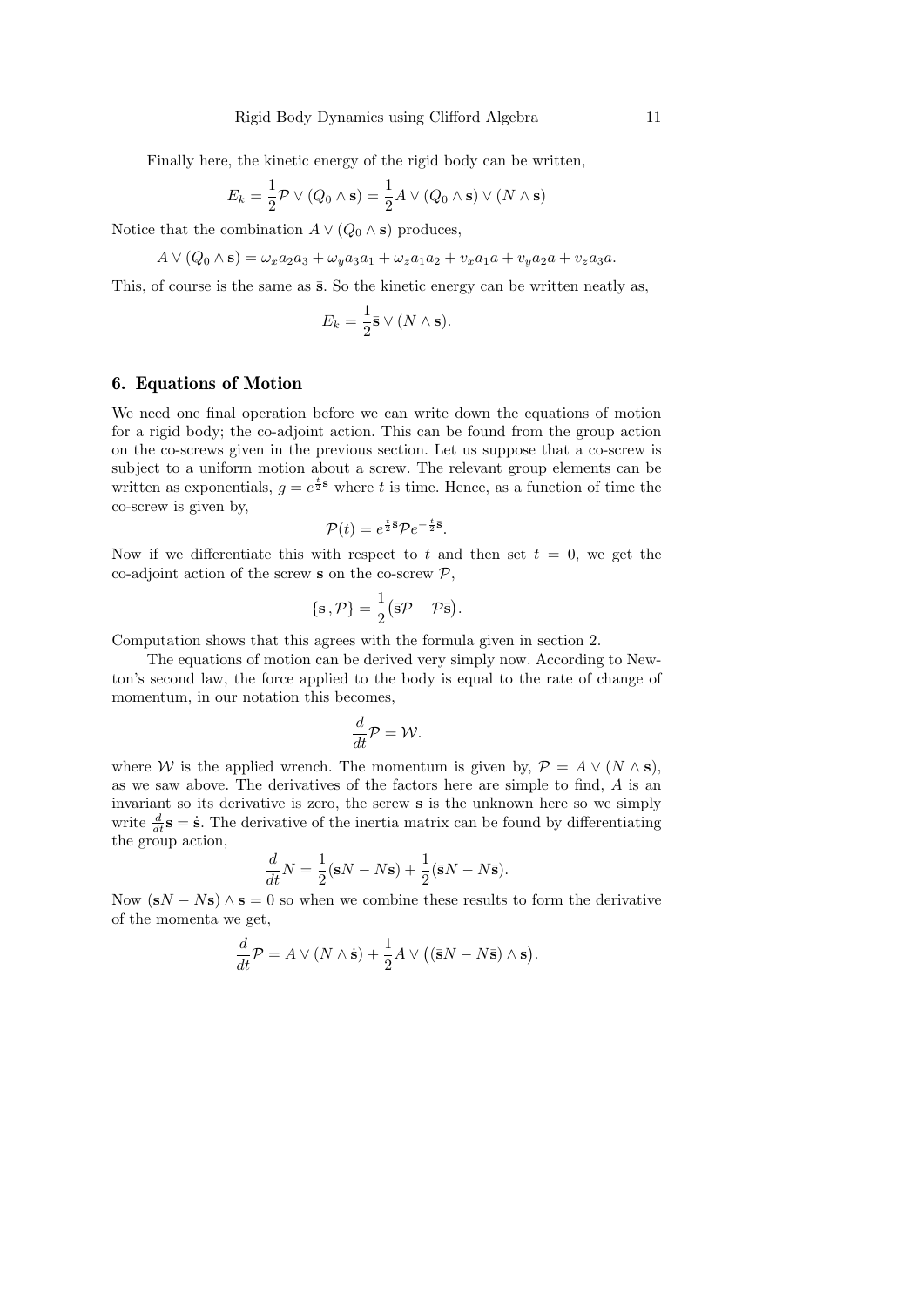Finally here, the kinetic energy of the rigid body can be written,

$$E_k = \frac{1}{2}\mathcal{P} \vee (Q_0 \wedge \mathbf{s}) = \frac{1}{2} A \vee (Q_0 \wedge \mathbf{s}) \vee (N \wedge \mathbf{s})$$

Notice that the combination $A \vee (Q_0 \wedge \mathbf{s})$ produces,

$$A \vee (Q_0 \wedge \mathbf{s}) = \omega_x a_2 a_3 + \omega_y a_3 a_1 + \omega_z a_1 a_2 + v_x a_1 a + v_y a_2 a + v_z a_3 a.$$

This, of course is the same as $\bar{\mathbf{s}}$. So the kinetic energy can be written neatly as,

$$E_k = \frac{1}{2}\bar{\mathbf{s}} \vee (N \wedge \mathbf{s}).$$

## 6. Equations of Motion

We need one final operation before we can write down the equations of motion for a rigid body; the co-adjoint action. This can be found from the group action on the co-screws given in the previous section. Let us suppose that a co-screw is subject to a uniform motion about a screw. The relevant group elements can be written as exponentials, $g = e^{\frac{t}{2}\mathbf{s}}$ where $t$ is time. Hence, as a function of time the co-screw is given by,

$$\mathcal{P}(t) = e^{\frac{t}{2}\bar{\mathbf{s}}} \mathcal{P} e^{-\frac{t}{2}\bar{\mathbf{s}}}.$$

Now if we differentiate this with respect to $t$ and then set $t = 0$, we get the co-adjoint action of the screw $\mathbf{s}$ on the co-screw $\mathcal{P}$,

$$\{\mathbf{s}\,, \mathcal{P}\} = \frac{1}{2}\big(\bar{\mathbf{s}}\mathcal{P} - \mathcal{P}\bar{\mathbf{s}}\big).$$

Computation shows that this agrees with the formula given in section 2.

The equations of motion can be derived very simply now. According to Newton's second law, the force applied to the body is equal to the rate of change of momentum, in our notation this becomes,

$$\frac{d}{dt}\mathcal{P} = \mathcal{W}.$$

where $\mathcal{W}$ is the applied wrench. The momentum is given by, $\mathcal{P} = A \vee (N \wedge \mathbf{s})$, as we saw above. The derivatives of the factors here are simple to find, $A$ is an invariant so its derivative is zero, the screw $\mathbf{s}$ is the unknown here so we simply write $\frac{d}{dt}\mathbf{s} = \dot{\mathbf{s}}$. The derivative of the inertia matrix can be found by differentiating the group action,

$$\frac{d}{dt}N = \frac{1}{2}(\mathbf{s}N - N\mathbf{s}) + \frac{1}{2}(\bar{\mathbf{s}}N - N\bar{\mathbf{s}}).$$

Now $(\mathbf{s}N - N\mathbf{s}) \wedge \mathbf{s} = 0$ so when we combine these results to form the derivative of the momenta we get,

$$\frac{d}{dt}\mathcal{P} = A \vee (N \wedge \dot{\mathbf{s}}) + \frac{1}{2} A \vee \big((\bar{\mathbf{s}}N - N\bar{\mathbf{s}}) \wedge \mathbf{s}\big).$$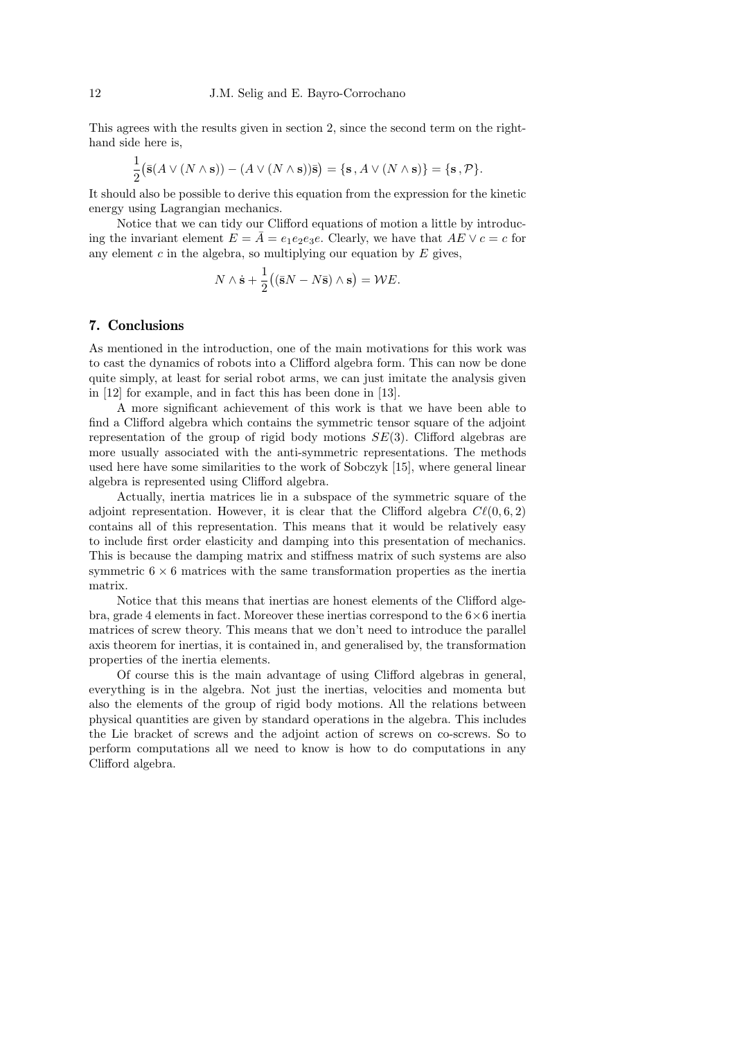This agrees with the results given in section 2, since the second term on the right-hand side here is,

$$\frac{1}{2}\big(\bar{\mathbf{s}}(A \vee (N \wedge \mathbf{s})) - (A \vee (N \wedge \mathbf{s}))\bar{\mathbf{s}}\big) = \{\mathbf{s}\,, A \vee (N \wedge \mathbf{s})\} = \{\mathbf{s}\,, \mathcal{P}\}.$$

It should also be possible to derive this equation from the expression for the kinetic energy using Lagrangian mechanics.

Notice that we can tidy our Clifford equations of motion a little by introducing the invariant element $E = \bar{A} = e_1e_2e_3e$. Clearly, we have that $AE \vee c = c$ for any element $c$ in the algebra, so multiplying our equation by $E$ gives,

$$N \wedge \dot{\mathbf{s}} + \frac{1}{2}\big((\bar{\mathbf{s}}N - N\bar{\mathbf{s}}) \wedge \mathbf{s}\big) = \mathcal{W}E.$$

## 7. Conclusions

As mentioned in the introduction, one of the main motivations for this work was to cast the dynamics of robots into a Clifford algebra form. This can now be done quite simply, at least for serial robot arms, we can just imitate the analysis given in [12] for example, and in fact this has been done in [13].

A more significant achievement of this work is that we have been able to find a Clifford algebra which contains the symmetric tensor square of the adjoint representation of the group of rigid body motions $SE(3)$. Clifford algebras are more usually associated with the anti-symmetric representations. The methods used here have some similarities to the work of Sobczyk [15], where general linear algebra is represented using Clifford algebra.

Actually, inertia matrices lie in a subspace of the symmetric square of the adjoint representation. However, it is clear that the Clifford algebra $C\ell(0,6,2)$ contains all of this representation. This means that it would be relatively easy to include first order elasticity and damping into this presentation of mechanics. This is because the damping matrix and stiffness matrix of such systems are also symmetric $6 \times 6$ matrices with the same transformation properties as the inertia matrix.

Notice that this means that inertias are honest elements of the Clifford algebra, grade 4 elements in fact. Moreover these inertias correspond to the $6 \times 6$ inertia matrices of screw theory. This means that we don't need to introduce the parallel axis theorem for inertias, it is contained in, and generalised by, the transformation properties of the inertia elements.

Of course this is the main advantage of using Clifford algebras in general, everything is in the algebra. Not just the inertias, velocities and momenta but also the elements of the group of rigid body motions. All the relations between physical quantities are given by standard operations in the algebra. This includes the Lie bracket of screws and the adjoint action of screws on co-screws. So to perform computations all we need to know is how to do computations in any Clifford algebra.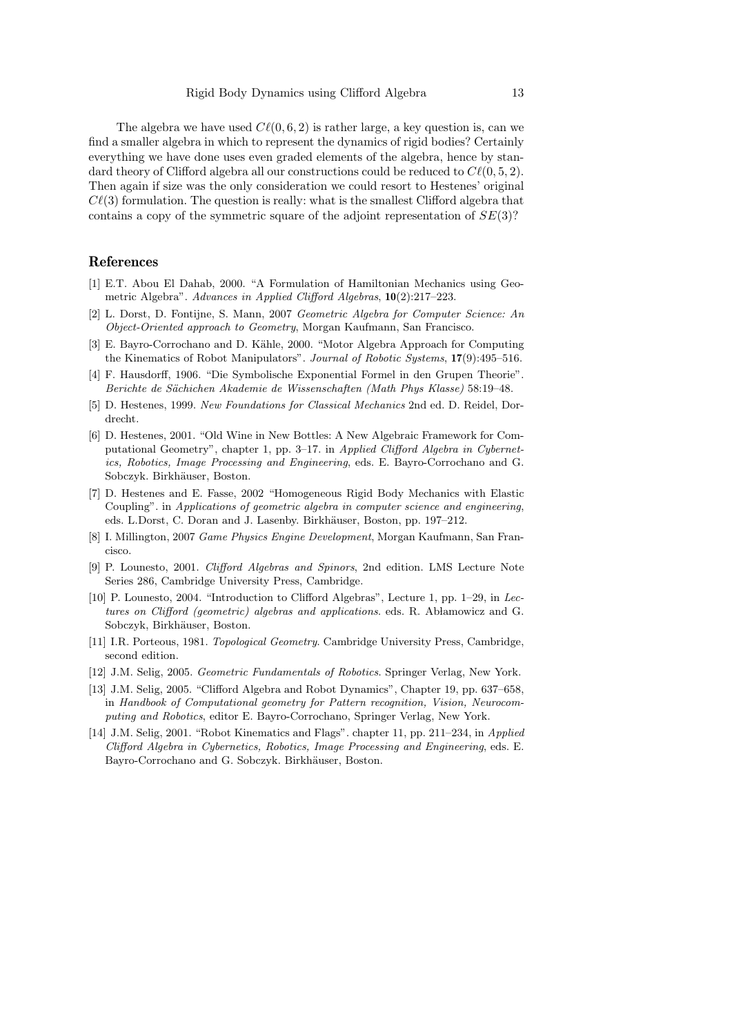The algebra we have used $C\ell(0,6,2)$ is rather large, a key question is, can we find a smaller algebra in which to represent the dynamics of rigid bodies? Certainly everything we have done uses even graded elements of the algebra, hence by standard theory of Clifford algebra all our constructions could be reduced to $C\ell(0,5,2)$. Then again if size was the only consideration we could resort to Hestenes' original $C\ell(3)$ formulation. The question is really: what is the smallest Clifford algebra that contains a copy of the symmetric square of the adjoint representation of $SE(3)$?

## References

[1] E.T. Abou El Dahab, 2000. "A Formulation of Hamiltonian Mechanics using Geometric Algebra". *Advances in Applied Clifford Algebras*, **10**(2):217–223.

[2] L. Dorst, D. Fontijne, S. Mann, 2007 *Geometric Algebra for Computer Science: An Object-Oriented approach to Geometry*, Morgan Kaufmann, San Francisco.

[3] E. Bayro-Corrochano and D. Kähle, 2000. "Motor Algebra Approach for Computing the Kinematics of Robot Manipulators". *Journal of Robotic Systems*, **17**(9):495–516.

[4] F. Hausdorff, 1906. "Die Symbolische Exponential Formel in den Grupen Theorie". *Berichte de Sächichen Akademie de Wissenschaften (Math Phys Klasse)* 58:19–48.

[5] D. Hestenes, 1999. *New Foundations for Classical Mechanics* 2nd ed. D. Reidel, Dordrecht.

[6] D. Hestenes, 2001. "Old Wine in New Bottles: A New Algebraic Framework for Computational Geometry", chapter 1, pp. 3–17. in *Applied Clifford Algebra in Cybernetics, Robotics, Image Processing and Engineering*, eds. E. Bayro-Corrochano and G. Sobczyk. Birkhäuser, Boston.

[7] D. Hestenes and E. Fasse, 2002 "Homogeneous Rigid Body Mechanics with Elastic Coupling". in *Applications of geometric algebra in computer science and engineering*, eds. L.Dorst, C. Doran and J. Lasenby. Birkhäuser, Boston, pp. 197–212.

[8] I. Millington, 2007 *Game Physics Engine Development*, Morgan Kaufmann, San Francisco.

[9] P. Lounesto, 2001. *Clifford Algebras and Spinors*, 2nd edition. LMS Lecture Note Series 286, Cambridge University Press, Cambridge.

[10] P. Lounesto, 2004. "Introduction to Clifford Algebras", Lecture 1, pp. 1–29, in *Lectures on Clifford (geometric) algebras and applications*. eds. R. Abłamowicz and G. Sobczyk, Birkhäuser, Boston.

[11] I.R. Porteous, 1981. *Topological Geometry*. Cambridge University Press, Cambridge, second edition.

[12] J.M. Selig, 2005. *Geometric Fundamentals of Robotics*. Springer Verlag, New York.

[13] J.M. Selig, 2005. "Clifford Algebra and Robot Dynamics", Chapter 19, pp. 637–658, in *Handbook of Computational geometry for Pattern recognition, Vision, Neurocomputing and Robotics*, editor E. Bayro-Corrochano, Springer Verlag, New York.

[14] J.M. Selig, 2001. "Robot Kinematics and Flags". chapter 11, pp. 211–234, in *Applied Clifford Algebra in Cybernetics, Robotics, Image Processing and Engineering*, eds. E. Bayro-Corrochano and G. Sobczyk. Birkhäuser, Boston.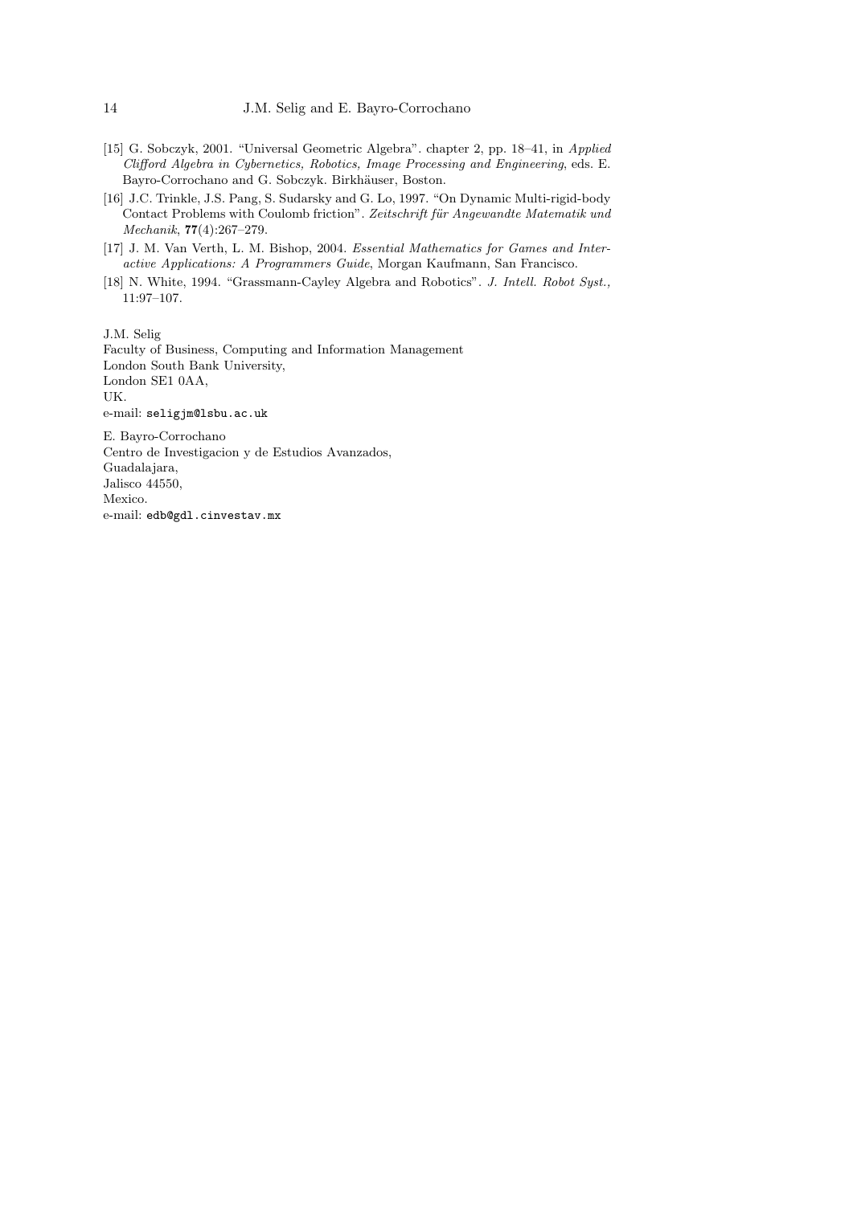[15] G. Sobczyk, 2001. "Universal Geometric Algebra". chapter 2, pp. 18–41, in *Applied Clifford Algebra in Cybernetics, Robotics, Image Processing and Engineering*, eds. E. Bayro-Corrochano and G. Sobczyk. Birkhäuser, Boston.

[16] J.C. Trinkle, J.S. Pang, S. Sudarsky and G. Lo, 1997. "On Dynamic Multi-rigid-body Contact Problems with Coulomb friction". *Zeitschrift für Angewandte Matematik und Mechanik*, **77**(4):267–279.

[17] J. M. Van Verth, L. M. Bishop, 2004. *Essential Mathematics for Games and Interactive Applications: A Programmers Guide*, Morgan Kaufmann, San Francisco.

[18] N. White, 1994. "Grassmann-Cayley Algebra and Robotics". *J. Intell. Robot Syst.*, 11:97–107.

J.M. Selig
Faculty of Business, Computing and Information Management
London South Bank University,
London SE1 0AA,
UK.
e-mail: `seligjm@lsbu.ac.uk`

E. Bayro-Corrochano
Centro de Investigacion y de Estudios Avanzados,
Guadalajara,
Jalisco 44550,
Mexico.
e-mail: `edb@gdl.cinvestav.mx`